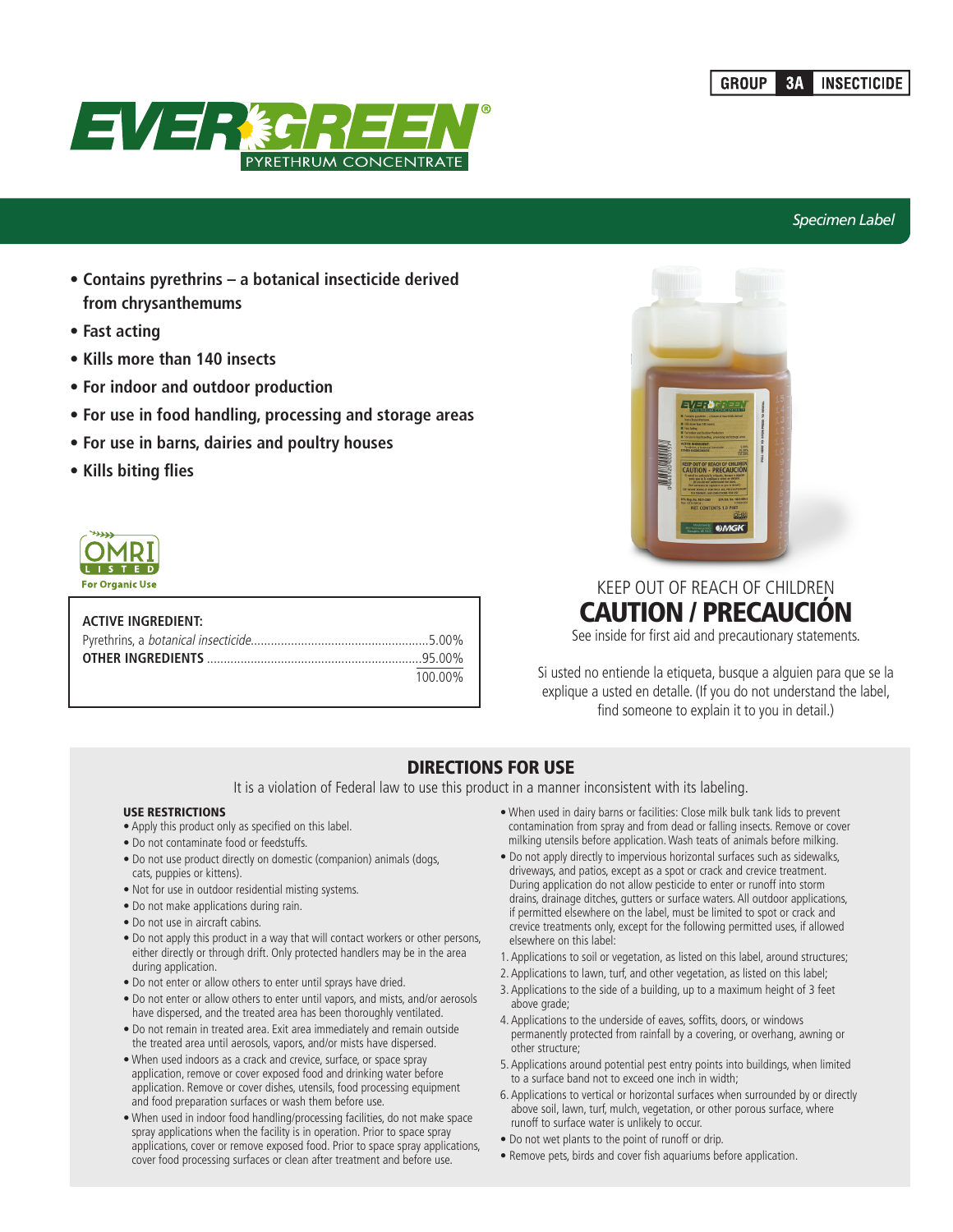GROUP 3A INSECTICIDE

# EVERGREEN®

PYRETHRUM CONCENTRATE

*Specimen Label*

- **Contains pyrethrins – a botanical insecticide derived from chrysanthemums**
- **Fast acting**
- **Kills more than 140 insects**
- **For indoor and outdoor production**
- **For use in food handling, processing and storage areas**
- **For use in barns, dairies and poultry houses**
- **Kills biting flies**

OMRI LISTED
For Organic Use

| | |
|---|---|
| **ACTIVE INGREDIENT:** | |
| Pyrethrins, a *botanical insecticide* | 5.00% |
| **OTHER INGREDIENTS** | 95.00% |
| | 100.00% |

KEEP OUT OF REACH OF CHILDREN

**CAUTION / PRECAUCIÓN**

See inside for first aid and precautionary statements.

Si usted no entiende la etiqueta, busque a alguien para que se la explique a usted en detalle. (If you do not understand the label, find someone to explain it to you in detail.)

## DIRECTIONS FOR USE

It is a violation of Federal law to use this product in a manner inconsistent with its labeling.

### USE RESTRICTIONS

- Apply this product only as specified on this label.
- Do not contaminate food or feedstuffs.
- Do not use product directly on domestic (companion) animals (dogs, cats, puppies or kittens).
- Not for use in outdoor residential misting systems.
- Do not make applications during rain.
- Do not use in aircraft cabins.
- Do not apply this product in a way that will contact workers or other persons, either directly or through drift. Only protected handlers may be in the area during application.
- Do not enter or allow others to enter until sprays have dried.
- Do not enter or allow others to enter until vapors, and mists, and/or aerosols have dispersed, and the treated area has been thoroughly ventilated.
- Do not remain in treated area. Exit area immediately and remain outside the treated area until aerosols, vapors, and/or mists have dispersed.
- When used indoors as a crack and crevice, surface, or space spray application, remove or cover exposed food and drinking water before application. Remove or cover dishes, utensils, food processing equipment and food preparation surfaces or wash them before use.
- When used in indoor food handling/processing facilities, do not make space spray applications when the facility is in operation. Prior to space spray applications, cover or remove exposed food. Prior to space spray applications, cover food processing surfaces or clean after treatment and before use.
- When used in dairy barns or facilities: Close milk bulk tank lids to prevent contamination from spray and from dead or falling insects. Remove or cover milking utensils before application. Wash teats of animals before milking.
- Do not apply directly to impervious horizontal surfaces such as sidewalks, driveways, and patios, except as a spot or crack and crevice treatment. During application do not allow pesticide to enter or runoff into storm drains, drainage ditches, gutters or surface waters. All outdoor applications, if permitted elsewhere on the label, must be limited to spot or crack and crevice treatments only, except for the following permitted uses, if allowed elsewhere on this label:

1. Applications to soil or vegetation, as listed on this label, around structures;
2. Applications to lawn, turf, and other vegetation, as listed on this label;
3. Applications to the side of a building, up to a maximum height of 3 feet above grade;
4. Applications to the underside of eaves, soffits, doors, or windows permanently protected from rainfall by a covering, or overhang, awning or other structure;
5. Applications around potential pest entry points into buildings, when limited to a surface band not to exceed one inch in width;
6. Applications to vertical or horizontal surfaces when surrounded by or directly above soil, lawn, turf, mulch, vegetation, or other porous surface, where runoff to surface water is unlikely to occur.

- Do not wet plants to the point of runoff or drip.
- Remove pets, birds and cover fish aquariums before application.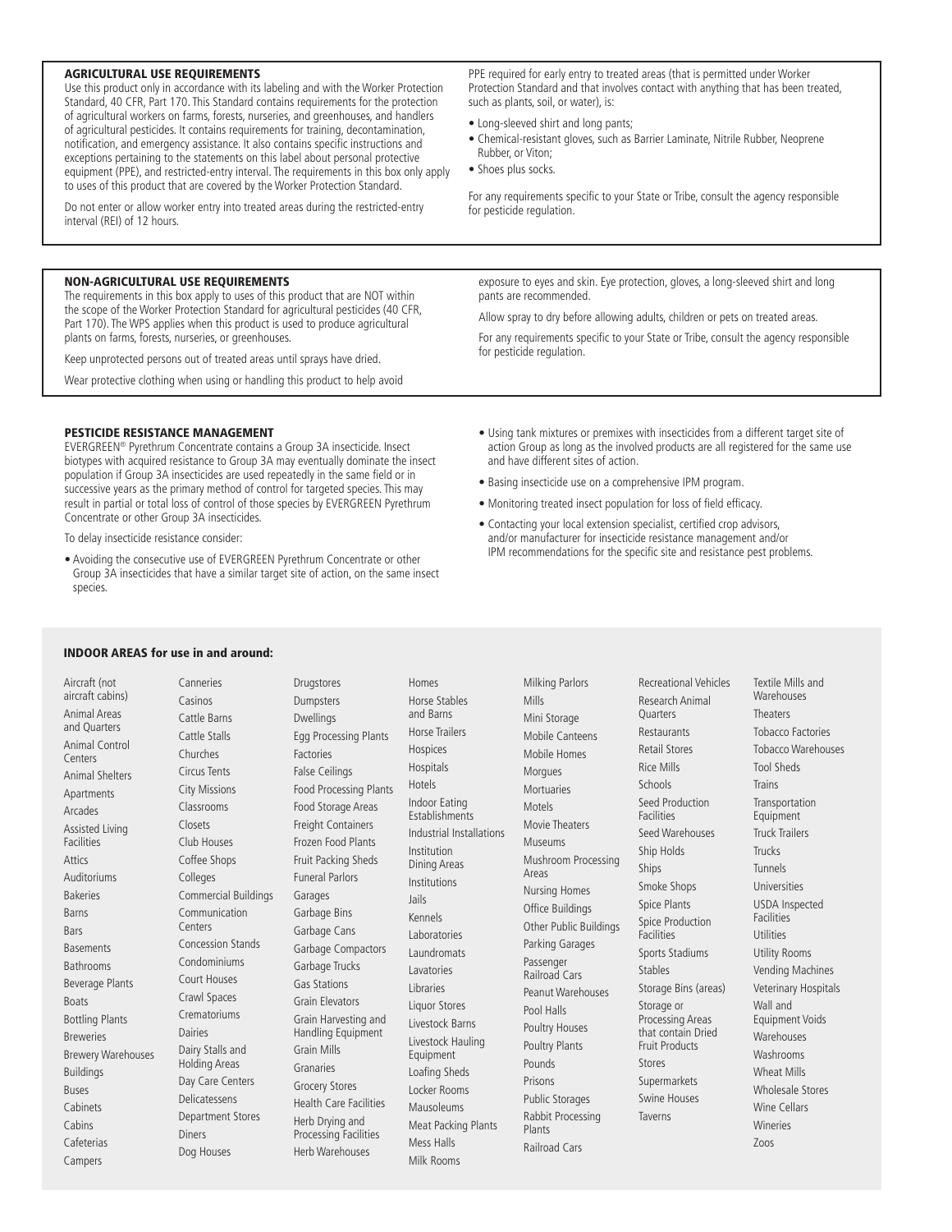## AGRICULTURAL USE REQUIREMENTS

Use this product only in accordance with its labeling and with the Worker Protection Standard, 40 CFR, Part 170. This Standard contains requirements for the protection of agricultural workers on farms, forests, nurseries, and greenhouses, and handlers of agricultural pesticides. It contains requirements for training, decontamination, notification, and emergency assistance. It also contains specific instructions and exceptions pertaining to the statements on this label about personal protective equipment (PPE), and restricted-entry interval. The requirements in this box only apply to uses of this product that are covered by the Worker Protection Standard.

Do not enter or allow worker entry into treated areas during the restricted-entry interval (REI) of 12 hours.

PPE required for early entry to treated areas (that is permitted under Worker Protection Standard and that involves contact with anything that has been treated, such as plants, soil, or water), is:

- Long-sleeved shirt and long pants;
- Chemical-resistant gloves, such as Barrier Laminate, Nitrile Rubber, Neoprene Rubber, or Viton;
- Shoes plus socks.

For any requirements specific to your State or Tribe, consult the agency responsible for pesticide regulation.

## NON-AGRICULTURAL USE REQUIREMENTS

The requirements in this box apply to uses of this product that are NOT within the scope of the Worker Protection Standard for agricultural pesticides (40 CFR, Part 170). The WPS applies when this product is used to produce agricultural plants on farms, forests, nurseries, or greenhouses.

Keep unprotected persons out of treated areas until sprays have dried.

Wear protective clothing when using or handling this product to help avoid exposure to eyes and skin. Eye protection, gloves, a long-sleeved shirt and long pants are recommended.

Allow spray to dry before allowing adults, children or pets on treated areas.

For any requirements specific to your State or Tribe, consult the agency responsible for pesticide regulation.

## PESTICIDE RESISTANCE MANAGEMENT

EVERGREEN® Pyrethrum Concentrate contains a Group 3A insecticide. Insect biotypes with acquired resistance to Group 3A may eventually dominate the insect population if Group 3A insecticides are used repeatedly in the same field or in successive years as the primary method of control for targeted species. This may result in partial or total loss of control of those species by EVERGREEN Pyrethrum Concentrate or other Group 3A insecticides.

To delay insecticide resistance consider:

- Avoiding the consecutive use of EVERGREEN Pyrethrum Concentrate or other Group 3A insecticides that have a similar target site of action, on the same insect species.
- Using tank mixtures or premixes with insecticides from a different target site of action Group as long as the involved products are all registered for the same use and have different sites of action.
- Basing insecticide use on a comprehensive IPM program.
- Monitoring treated insect population for loss of field efficacy.
- Contacting your local extension specialist, certified crop advisors, and/or manufacturer for insecticide resistance management and/or IPM recommendations for the specific site and resistance pest problems.

## INDOOR AREAS for use in and around:

Aircraft (not aircraft cabins)
Animal Areas and Quarters
Animal Control Centers
Animal Shelters
Apartments
Arcades
Assisted Living Facilities
Attics
Auditoriums
Bakeries
Barns
Bars
Basements
Bathrooms
Beverage Plants
Boats
Bottling Plants
Breweries
Brewery Warehouses
Buildings
Buses
Cabinets
Cabins
Cafeterias
Campers
Canneries
Casinos
Cattle Barns
Cattle Stalls
Churches
Circus Tents
City Missions
Classrooms
Closets
Club Houses
Coffee Shops
Colleges
Commercial Buildings
Communication Centers
Concession Stands
Condominiums
Court Houses
Crawl Spaces
Crematoriums
Dairies
Dairy Stalls and Holding Areas
Day Care Centers
Delicatessens
Department Stores
Diners
Dog Houses
Drugstores
Dumpsters
Dwellings
Egg Processing Plants
Factories
False Ceilings
Food Processing Plants
Food Storage Areas
Freight Containers
Frozen Food Plants
Fruit Packing Sheds
Funeral Parlors
Garages
Garbage Bins
Garbage Cans
Garbage Compactors
Garbage Trucks
Gas Stations
Grain Elevators
Grain Harvesting and Handling Equipment
Grain Mills
Granaries
Grocery Stores
Health Care Facilities
Herb Drying and Processing Facilities
Herb Warehouses
Homes
Horse Stables and Barns
Horse Trailers
Hospices
Hospitals
Hotels
Indoor Eating Establishments
Industrial Installations
Institution Dining Areas
Institutions
Jails
Kennels
Laboratories
Laundromats
Lavatories
Libraries
Liquor Stores
Livestock Barns
Livestock Hauling Equipment
Loafing Sheds
Locker Rooms
Mausoleums
Meat Packing Plants
Mess Halls
Milk Rooms
Milking Parlors
Mills
Mini Storage
Mobile Canteens
Mobile Homes
Morgues
Mortuaries
Motels
Movie Theaters
Museums
Mushroom Processing Areas
Nursing Homes
Office Buildings
Other Public Buildings
Parking Garages
Passenger Railroad Cars
Peanut Warehouses
Pool Halls
Poultry Houses
Poultry Plants
Pounds
Prisons
Public Storages
Rabbit Processing Plants
Railroad Cars
Recreational Vehicles
Research Animal Quarters
Restaurants
Retail Stores
Rice Mills
Schools
Seed Production Facilities
Seed Warehouses
Ship Holds
Ships
Smoke Shops
Spice Plants
Spice Production Facilities
Sports Stadiums
Stables
Storage Bins (areas)
Storage or Processing Areas that contain Dried Fruit Products
Stores
Supermarkets
Swine Houses
Taverns
Textile Mills and Warehouses
Theaters
Tobacco Factories
Tobacco Warehouses
Tool Sheds
Trains
Transportation Equipment
Truck Trailers
Trucks
Tunnels
Universities
USDA Inspected Facilities
Utilities
Utility Rooms
Vending Machines
Veterinary Hospitals
Wall and Equipment Voids
Warehouses
Washrooms
Wheat Mills
Wholesale Stores
Wine Cellars
Wineries
Zoos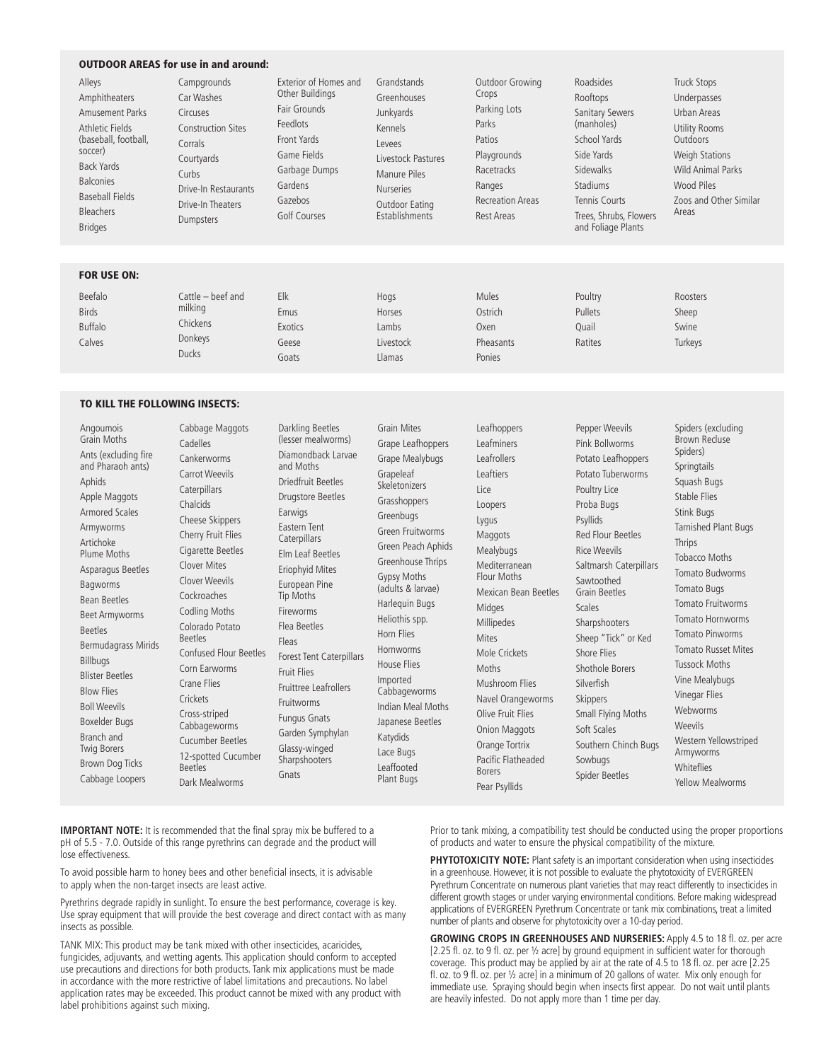### OUTDOOR AREAS for use in and around:

Alleys
Amphitheaters
Amusement Parks
Athletic Fields (baseball, football, soccer)
Back Yards
Balconies
Baseball Fields
Bleachers
Bridges
Campgrounds
Car Washes
Circuses
Construction Sites
Corrals
Courtyards
Curbs
Drive-In Restaurants
Drive-In Theaters
Dumpsters
Exterior of Homes and Other Buildings
Fair Grounds
Feedlots
Front Yards
Game Fields
Garbage Dumps
Gardens
Gazebos
Golf Courses
Grandstands
Greenhouses
Junkyards
Kennels
Levees
Livestock Pastures
Manure Piles
Nurseries
Outdoor Eating Establishments
Outdoor Growing Crops
Parking Lots
Parks
Patios
Playgrounds
Racetracks
Ranges
Recreation Areas
Rest Areas
Roadsides
Rooftops
Sanitary Sewers (manholes)
School Yards
Side Yards
Sidewalks
Stadiums
Tennis Courts
Trees, Shrubs, Flowers and Foliage Plants
Truck Stops
Underpasses
Urban Areas
Utility Rooms Outdoors
Weigh Stations
Wild Animal Parks
Wood Piles
Zoos and Other Similar Areas

### FOR USE ON:

Beefalo
Birds
Buffalo
Calves
Cattle – beef and milking
Chickens
Donkeys
Ducks
Elk
Emus
Exotics
Geese
Goats
Hogs
Horses
Lambs
Livestock
Llamas
Mules
Ostrich
Oxen
Pheasants
Ponies
Poultry
Pullets
Quail
Ratites
Roosters
Sheep
Swine
Turkeys

### TO KILL THE FOLLOWING INSECTS:

Angoumois Grain Moths
Ants (excluding fire and Pharaoh ants)
Aphids
Apple Maggots
Armored Scales
Armyworms
Artichoke Plume Moths
Asparagus Beetles
Bagworms
Bean Beetles
Beet Armyworms
Beetles
Bermudagrass Mirids
Billbugs
Blister Beetles
Blow Flies
Boll Weevils
Boxelder Bugs
Branch and Twig Borers
Brown Dog Ticks
Cabbage Loopers
Cabbage Maggots
Cadelles
Cankerworms
Carrot Weevils
Caterpillars
Chalcids
Cheese Skippers
Cherry Fruit Flies
Cigarette Beetles
Clover Mites
Clover Weevils
Cockroaches
Codling Moths
Colorado Potato Beetles
Confused Flour Beetles
Corn Earworms
Crane Flies
Crickets
Cross-striped Cabbageworms
Cucumber Beetles
12-spotted Cucumber Beetles
Dark Mealworms
Darkling Beetles (lesser mealworms)
Diamondback Larvae and Moths
Driedfruit Beetles
Drugstore Beetles
Earwigs
Eastern Tent Caterpillars
Elm Leaf Beetles
Eriophyid Mites
European Pine Tip Moths
Fireworms
Flea Beetles
Fleas
Forest Tent Caterpillars
Fruit Flies
Fruittree Leafrollers
Fruitworms
Fungus Gnats
Garden Symphylan
Glassy-winged Sharpshooters
Gnats
Grain Mites
Grape Leafhoppers
Grape Mealybugs
Grapeleaf Skeletonizers
Grasshoppers
Greenbugs
Green Fruitworms
Green Peach Aphids
Greenhouse Thrips
Gypsy Moths (adults & larvae)
Harlequin Bugs
Heliothis spp.
Horn Flies
Hornworms
House Flies
Imported Cabbageworms
Indian Meal Moths
Japanese Beetles
Katydids
Lace Bugs
Leaffooted Plant Bugs
Leafhoppers
Leafminers
Leafrollers
Leaftiers
Lice
Loopers
Lygus
Maggots
Mealybugs
Mediterranean Flour Moths
Mexican Bean Beetles
Midges
Millipedes
Mites
Mole Crickets
Moths
Mushroom Flies
Navel Orangeworms
Olive Fruit Flies
Onion Maggots
Orange Tortrix
Pacific Flatheaded Borers
Pear Psyllids
Pepper Weevils
Pink Bollworms
Potato Leafhoppers
Potato Tuberworms
Poultry Lice
Proba Bugs
Psyllids
Red Flour Beetles
Rice Weevils
Saltmarsh Caterpillars
Sawtoothed Grain Beetles
Scales
Sharpshooters
Sheep "Tick" or Ked
Shore Flies
Shothole Borers
Silverfish
Skippers
Small Flying Moths
Soft Scales
Southern Chinch Bugs
Sowbugs
Spider Beetles
Spiders (excluding Brown Recluse Spiders)
Springtails
Squash Bugs
Stable Flies
Stink Bugs
Tarnished Plant Bugs
Thrips
Tobacco Moths
Tomato Budworms
Tomato Bugs
Tomato Fruitworms
Tomato Hornworms
Tomato Pinworms
Tomato Russet Mites
Tussock Moths
Vine Mealybugs
Vinegar Flies
Webworms
Weevils
Western Yellowstriped Armyworms
Whiteflies
Yellow Mealworms

**IMPORTANT NOTE:** It is recommended that the final spray mix be buffered to a pH of 5.5 - 7.0. Outside of this range pyrethrins can degrade and the product will lose effectiveness.

To avoid possible harm to honey bees and other beneficial insects, it is advisable to apply when the non-target insects are least active.

Pyrethrins degrade rapidly in sunlight. To ensure the best performance, coverage is key. Use spray equipment that will provide the best coverage and direct contact with as many insects as possible.

TANK MIX: This product may be tank mixed with other insecticides, acaricides, fungicides, adjuvants, and wetting agents. This application should conform to accepted use precautions and directions for both products. Tank mix applications must be made in accordance with the more restrictive of label limitations and precautions. No label application rates may be exceeded. This product cannot be mixed with any product with label prohibitions against such mixing.

Prior to tank mixing, a compatibility test should be conducted using the proper proportions of products and water to ensure the physical compatibility of the mixture.

**PHYTOTOXICITY NOTE:** Plant safety is an important consideration when using insecticides in a greenhouse. However, it is not possible to evaluate the phytotoxicity of EVERGREEN Pyrethrum Concentrate on numerous plant varieties that may react differently to insecticides in different growth stages or under varying environmental conditions. Before making widespread applications of EVERGREEN Pyrethrum Concentrate or tank mix combinations, treat a limited number of plants and observe for phytotoxicity over a 10-day period.

**GROWING CROPS IN GREENHOUSES AND NURSERIES:** Apply 4.5 to 18 fl. oz. per acre [2.25 fl. oz. to 9 fl. oz. per ½ acre] by ground equipment in sufficient water for thorough coverage. This product may be applied by air at the rate of 4.5 to 18 fl. oz. per acre [2.25 fl. oz. to 9 fl. oz. per ½ acre] in a minimum of 20 gallons of water. Mix only enough for immediate use. Spraying should begin when insects first appear. Do not wait until plants are heavily infested. Do not apply more than 1 time per day.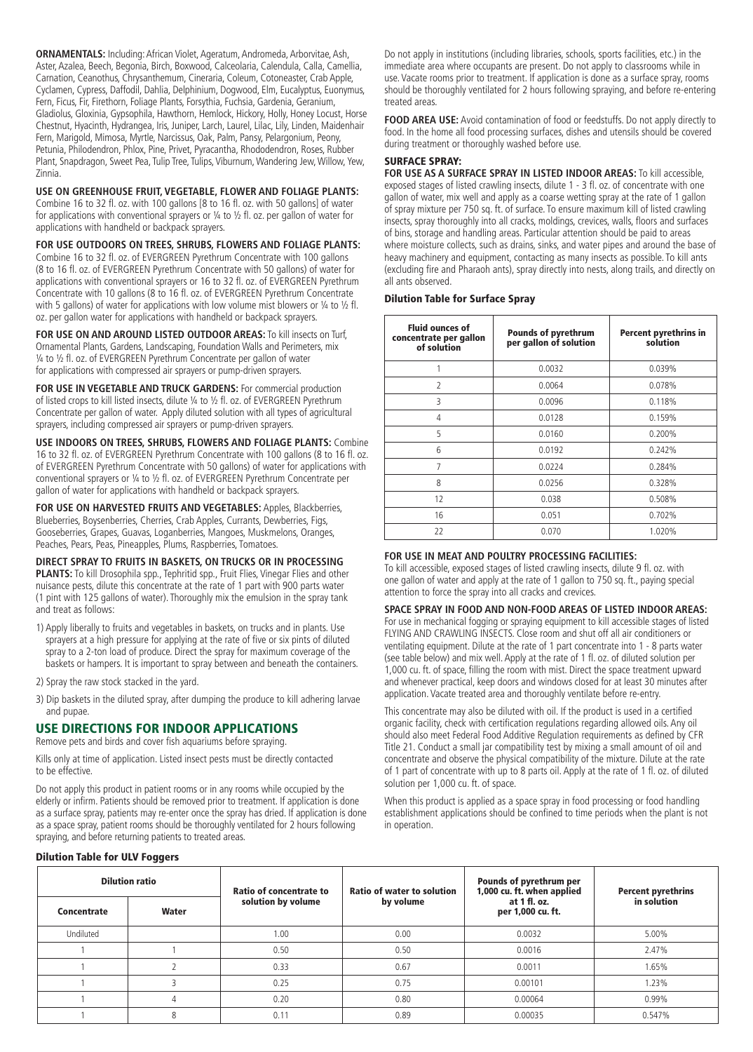**ORNAMENTALS:** Including: African Violet, Ageratum, Andromeda, Arborvitae, Ash, Aster, Azalea, Beech, Begonia, Birch, Boxwood, Calceolaria, Calendula, Calla, Camellia, Carnation, Ceanothus, Chrysanthemum, Cineraria, Coleum, Cotoneaster, Crab Apple, Cyclamen, Cypress, Daffodil, Dahlia, Delphinium, Dogwood, Elm, Eucalyptus, Euonymus, Fern, Ficus, Fir, Firethorn, Foliage Plants, Forsythia, Fuchsia, Gardenia, Geranium, Gladiolus, Gloxinia, Gypsophila, Hawthorn, Hemlock, Hickory, Holly, Honey Locust, Horse Chestnut, Hyacinth, Hydrangea, Iris, Juniper, Larch, Laurel, Lilac, Lily, Linden, Maidenhair Fern, Marigold, Mimosa, Myrtle, Narcissus, Oak, Palm, Pansy, Pelargonium, Peony, Petunia, Philodendron, Phlox, Pine, Privet, Pyracantha, Rhododendron, Roses, Rubber Plant, Snapdragon, Sweet Pea, Tulip Tree, Tulips, Viburnum, Wandering Jew, Willow, Yew, Zinnia.

**USE ON GREENHOUSE FRUIT, VEGETABLE, FLOWER AND FOLIAGE PLANTS:** Combine 16 to 32 fl. oz. with 100 gallons [8 to 16 fl. oz. with 50 gallons] of water for applications with conventional sprayers or ¼ to ½ fl. oz. per gallon of water for applications with handheld or backpack sprayers.

**FOR USE OUTDOORS ON TREES, SHRUBS, FLOWERS AND FOLIAGE PLANTS:** Combine 16 to 32 fl. oz. of EVERGREEN Pyrethrum Concentrate with 100 gallons (8 to 16 fl. oz. of EVERGREEN Pyrethrum Concentrate with 50 gallons) of water for applications with conventional sprayers or 16 to 32 fl. oz. of EVERGREEN Pyrethrum Concentrate with 10 gallons (8 to 16 fl. oz. of EVERGREEN Pyrethrum Concentrate with 5 gallons) of water for applications with low volume mist blowers or ¼ to ½ fl. oz. per gallon water for applications with handheld or backpack sprayers.

**FOR USE ON AND AROUND LISTED OUTDOOR AREAS:** To kill insects on Turf, Ornamental Plants, Gardens, Landscaping, Foundation Walls and Perimeters, mix ¼ to ½ fl. oz. of EVERGREEN Pyrethrum Concentrate per gallon of water for applications with compressed air sprayers or pump-driven sprayers.

**FOR USE IN VEGETABLE AND TRUCK GARDENS:** For commercial production of listed crops to kill listed insects, dilute ¼ to ½ fl. oz. of EVERGREEN Pyrethrum Concentrate per gallon of water. Apply diluted solution with all types of agricultural sprayers, including compressed air sprayers or pump-driven sprayers.

**USE INDOORS ON TREES, SHRUBS, FLOWERS AND FOLIAGE PLANTS:** Combine 16 to 32 fl. oz. of EVERGREEN Pyrethrum Concentrate with 100 gallons (8 to 16 fl. oz. of EVERGREEN Pyrethrum Concentrate with 50 gallons) of water for applications with conventional sprayers or ¼ to ½ fl. oz. of EVERGREEN Pyrethrum Concentrate per gallon of water for applications with handheld or backpack sprayers.

**FOR USE ON HARVESTED FRUITS AND VEGETABLES:** Apples, Blackberries, Blueberries, Boysenberries, Cherries, Crab Apples, Currants, Dewberries, Figs, Gooseberries, Grapes, Guavas, Loganberries, Mangoes, Muskmelons, Oranges, Peaches, Pears, Peas, Pineapples, Plums, Raspberries, Tomatoes.

**DIRECT SPRAY TO FRUITS IN BASKETS, ON TRUCKS OR IN PROCESSING PLANTS:** To kill Drosophila spp., Tephritid spp., Fruit Flies, Vinegar Flies and other nuisance pests, dilute this concentrate at the rate of 1 part with 900 parts water (1 pint with 125 gallons of water). Thoroughly mix the emulsion in the spray tank and treat as follows:

1) Apply liberally to fruits and vegetables in baskets, on trucks and in plants. Use sprayers at a high pressure for applying at the rate of five or six pints of diluted spray to a 2-ton load of produce. Direct the spray for maximum coverage of the baskets or hampers. It is important to spray between and beneath the containers.

2) Spray the raw stock stacked in the yard.

3) Dip baskets in the diluted spray, after dumping the produce to kill adhering larvae and pupae.

## USE DIRECTIONS FOR INDOOR APPLICATIONS

Remove pets and birds and cover fish aquariums before spraying.

Kills only at time of application. Listed insect pests must be directly contacted to be effective.

Do not apply this product in patient rooms or in any rooms while occupied by the elderly or infirm. Patients should be removed prior to treatment. If application is done as a surface spray, patients may re-enter once the spray has dried. If application is done as a space spray, patient rooms should be thoroughly ventilated for 2 hours following spraying, and before returning patients to treated areas.

Do not apply in institutions (including libraries, schools, sports facilities, etc.) in the immediate area where occupants are present. Do not apply to classrooms while in use. Vacate rooms prior to treatment. If application is done as a surface spray, rooms should be thoroughly ventilated for 2 hours following spraying, and before re-entering treated areas.

**FOOD AREA USE:** Avoid contamination of food or feedstuffs. Do not apply directly to food. In the home all food processing surfaces, dishes and utensils should be covered during treatment or thoroughly washed before use.

### SURFACE SPRAY:

**FOR USE AS A SURFACE SPRAY IN LISTED INDOOR AREAS:** To kill accessible, exposed stages of listed crawling insects, dilute 1 - 3 fl. oz. of concentrate with one gallon of water, mix well and apply as a coarse wetting spray at the rate of 1 gallon of spray mixture per 750 sq. ft. of surface. To ensure maximum kill of listed crawling insects, spray thoroughly into all cracks, moldings, crevices, walls, floors and surfaces of bins, storage and handling areas. Particular attention should be paid to areas where moisture collects, such as drains, sinks, and water pipes and around the base of heavy machinery and equipment, contacting as many insects as possible. To kill ants (excluding fire and Pharaoh ants), spray directly into nests, along trails, and directly on all ants observed.

### Dilution Table for Surface Spray

| Fluid ounces of concentrate per gallon of solution | Pounds of pyrethrum per gallon of solution | Percent pyrethrins in solution |
|---|---|---|
| 1 | 0.0032 | 0.039% |
| 2 | 0.0064 | 0.078% |
| 3 | 0.0096 | 0.118% |
| 4 | 0.0128 | 0.159% |
| 5 | 0.0160 | 0.200% |
| 6 | 0.0192 | 0.242% |
| 7 | 0.0224 | 0.284% |
| 8 | 0.0256 | 0.328% |
| 12 | 0.038 | 0.508% |
| 16 | 0.051 | 0.702% |
| 22 | 0.070 | 1.020% |

**FOR USE IN MEAT AND POULTRY PROCESSING FACILITIES:**
To kill accessible, exposed stages of listed crawling insects, dilute 9 fl. oz. with one gallon of water and apply at the rate of 1 gallon to 750 sq. ft., paying special attention to force the spray into all cracks and crevices.

**SPACE SPRAY IN FOOD AND NON-FOOD AREAS OF LISTED INDOOR AREAS:**
For use in mechanical fogging or spraying equipment to kill accessible stages of listed FLYING AND CRAWLING INSECTS. Close room and shut off all air conditioners or ventilating equipment. Dilute at the rate of 1 part concentrate into 1 - 8 parts water (see table below) and mix well. Apply at the rate of 1 fl. oz. of diluted solution per 1,000 cu. ft. of space, filling the room with mist. Direct the space treatment upward and whenever practical, keep doors and windows closed for at least 30 minutes after application. Vacate treated area and thoroughly ventilate before re-entry.

This concentrate may also be diluted with oil. If the product is used in a certified organic facility, check with certification regulations regarding allowed oils. Any oil should also meet Federal Food Additive Regulation requirements as defined by CFR Title 21. Conduct a small jar compatibility test by mixing a small amount of oil and concentrate and observe the physical compatibility of the mixture. Dilute at the rate of 1 part of concentrate with up to 8 parts oil. Apply at the rate of 1 fl. oz. of diluted solution per 1,000 cu. ft. of space.

When this product is applied as a space spray in food processing or food handling establishment applications should be confined to time periods when the plant is not in operation.

### Dilution Table for ULV Foggers

| Dilution ratio | | Ratio of concentrate to solution by volume | Ratio of water to solution by volume | Pounds of pyrethrum per 1,000 cu. ft. when applied at 1 fl. oz. per 1,000 cu. ft. | Percent pyrethrins in solution |
|---|---|---|---|---|---|
| Concentrate | Water | | | | |
| Undiluted | | 1.00 | 0.00 | 0.0032 | 5.00% |
| 1 | 1 | 0.50 | 0.50 | 0.0016 | 2.47% |
| 1 | 2 | 0.33 | 0.67 | 0.0011 | 1.65% |
| 1 | 3 | 0.25 | 0.75 | 0.00101 | 1.23% |
| 1 | 4 | 0.20 | 0.80 | 0.00064 | 0.99% |
| 1 | 8 | 0.11 | 0.89 | 0.00035 | 0.547% |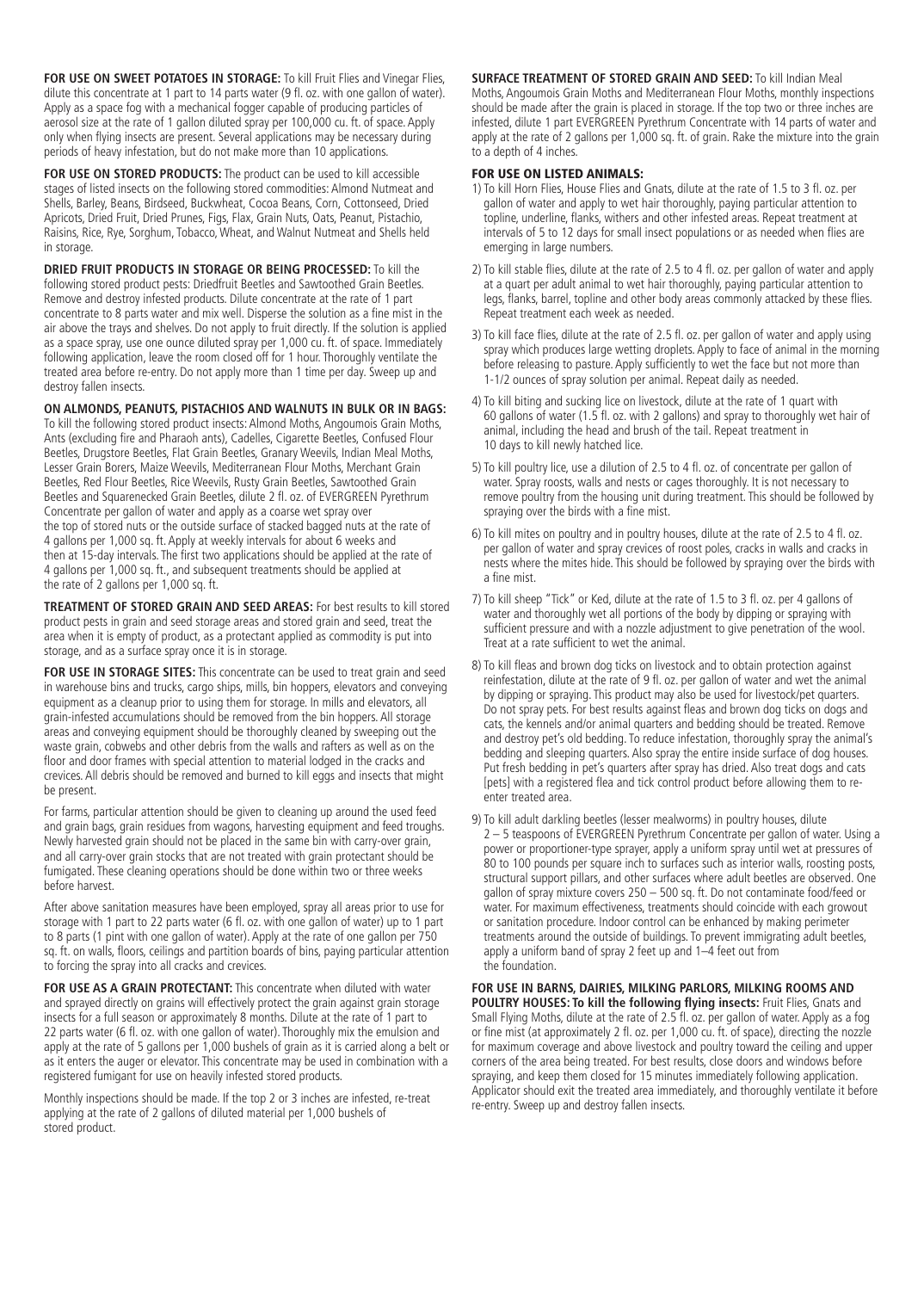**FOR USE ON SWEET POTATOES IN STORAGE:** To kill Fruit Flies and Vinegar Flies, dilute this concentrate at 1 part to 14 parts water (9 fl. oz. with one gallon of water). Apply as a space fog with a mechanical fogger capable of producing particles of aerosol size at the rate of 1 gallon diluted spray per 100,000 cu. ft. of space. Apply only when flying insects are present. Several applications may be necessary during periods of heavy infestation, but do not make more than 10 applications.

**FOR USE ON STORED PRODUCTS:** The product can be used to kill accessible stages of listed insects on the following stored commodities: Almond Nutmeat and Shells, Barley, Beans, Birdseed, Buckwheat, Cocoa Beans, Corn, Cottonseed, Dried Apricots, Dried Fruit, Dried Prunes, Figs, Flax, Grain Nuts, Oats, Peanut, Pistachio, Raisins, Rice, Rye, Sorghum, Tobacco, Wheat, and Walnut Nutmeat and Shells held in storage.

**DRIED FRUIT PRODUCTS IN STORAGE OR BEING PROCESSED:** To kill the following stored product pests: Driedfruit Beetles and Sawtoothed Grain Beetles. Remove and destroy infested products. Dilute concentrate at the rate of 1 part concentrate to 8 parts water and mix well. Disperse the solution as a fine mist in the air above the trays and shelves. Do not apply to fruit directly. If the solution is applied as a space spray, use one ounce diluted spray per 1,000 cu. ft. of space. Immediately following application, leave the room closed off for 1 hour. Thoroughly ventilate the treated area before re-entry. Do not apply more than 1 time per day. Sweep up and destroy fallen insects.

**ON ALMONDS, PEANUTS, PISTACHIOS AND WALNUTS IN BULK OR IN BAGS:** To kill the following stored product insects: Almond Moths, Angoumois Grain Moths, Ants (excluding fire and Pharaoh ants), Cadelles, Cigarette Beetles, Confused Flour Beetles, Drugstore Beetles, Flat Grain Beetles, Granary Weevils, Indian Meal Moths, Lesser Grain Borers, Maize Weevils, Mediterranean Flour Moths, Merchant Grain Beetles, Red Flour Beetles, Rice Weevils, Rusty Grain Beetles, Sawtoothed Grain Beetles and Squarenecked Grain Beetles, dilute 2 fl. oz. of EVERGREEN Pyrethrum Concentrate per gallon of water and apply as a coarse wet spray over the top of stored nuts or the outside surface of stacked bagged nuts at the rate of 4 gallons per 1,000 sq. ft. Apply at weekly intervals for about 6 weeks and then at 15-day intervals. The first two applications should be applied at the rate of 4 gallons per 1,000 sq. ft., and subsequent treatments should be applied at the rate of 2 gallons per 1,000 sq. ft.

**TREATMENT OF STORED GRAIN AND SEED AREAS:** For best results to kill stored product pests in grain and seed storage areas and stored grain and seed, treat the area when it is empty of product, as a protectant applied as commodity is put into storage, and as a surface spray once it is in storage.

**FOR USE IN STORAGE SITES:** This concentrate can be used to treat grain and seed in warehouse bins and trucks, cargo ships, mills, bin hoppers, elevators and conveying equipment as a cleanup prior to using them for storage. In mills and elevators, all grain-infested accumulations should be removed from the bin hoppers. All storage areas and conveying equipment should be thoroughly cleaned by sweeping out the waste grain, cobwebs and other debris from the walls and rafters as well as on the floor and door frames with special attention to material lodged in the cracks and crevices. All debris should be removed and burned to kill eggs and insects that might be present.

For farms, particular attention should be given to cleaning up around the used feed and grain bags, grain residues from wagons, harvesting equipment and feed troughs. Newly harvested grain should not be placed in the same bin with carry-over grain, and all carry-over grain stocks that are not treated with grain protectant should be fumigated. These cleaning operations should be done within two or three weeks before harvest.

After above sanitation measures have been employed, spray all areas prior to use for storage with 1 part to 22 parts water (6 fl. oz. with one gallon of water) up to 1 part to 8 parts (1 pint with one gallon of water). Apply at the rate of one gallon per 750 sq. ft. on walls, floors, ceilings and partition boards of bins, paying particular attention to forcing the spray into all cracks and crevices.

**FOR USE AS A GRAIN PROTECTANT:** This concentrate when diluted with water and sprayed directly on grains will effectively protect the grain against grain storage insects for a full season or approximately 8 months. Dilute at the rate of 1 part to 22 parts water (6 fl. oz. with one gallon of water). Thoroughly mix the emulsion and apply at the rate of 5 gallons per 1,000 bushels of grain as it is carried along a belt or as it enters the auger or elevator. This concentrate may be used in combination with a registered fumigant for use on heavily infested stored products.

Monthly inspections should be made. If the top 2 or 3 inches are infested, re-treat applying at the rate of 2 gallons of diluted material per 1,000 bushels of stored product.

**SURFACE TREATMENT OF STORED GRAIN AND SEED:** To kill Indian Meal Moths, Angoumois Grain Moths and Mediterranean Flour Moths, monthly inspections should be made after the grain is placed in storage. If the top two or three inches are infested, dilute 1 part EVERGREEN Pyrethrum Concentrate with 14 parts of water and apply at the rate of 2 gallons per 1,000 sq. ft. of grain. Rake the mixture into the grain to a depth of 4 inches.

### FOR USE ON LISTED ANIMALS:

1) To kill Horn Flies, House Flies and Gnats, dilute at the rate of 1.5 to 3 fl. oz. per gallon of water and apply to wet hair thoroughly, paying particular attention to topline, underline, flanks, withers and other infested areas. Repeat treatment at intervals of 5 to 12 days for small insect populations or as needed when flies are emerging in large numbers.
2) To kill stable flies, dilute at the rate of 2.5 to 4 fl. oz. per gallon of water and apply at a quart per adult animal to wet hair thoroughly, paying particular attention to legs, flanks, barrel, topline and other body areas commonly attacked by these flies. Repeat treatment each week as needed.
3) To kill face flies, dilute at the rate of 2.5 fl. oz. per gallon of water and apply using spray which produces large wetting droplets. Apply to face of animal in the morning before releasing to pasture. Apply sufficiently to wet the face but not more than 1-1/2 ounces of spray solution per animal. Repeat daily as needed.
4) To kill biting and sucking lice on livestock, dilute at the rate of 1 quart with 60 gallons of water (1.5 fl. oz. with 2 gallons) and spray to thoroughly wet hair of animal, including the head and brush of the tail. Repeat treatment in 10 days to kill newly hatched lice.
5) To kill poultry lice, use a dilution of 2.5 to 4 fl. oz. of concentrate per gallon of water. Spray roosts, walls and nests or cages thoroughly. It is not necessary to remove poultry from the housing unit during treatment. This should be followed by spraying over the birds with a fine mist.
6) To kill mites on poultry and in poultry houses, dilute at the rate of 2.5 to 4 fl. oz. per gallon of water and spray crevices of roost poles, cracks in walls and cracks in nests where the mites hide. This should be followed by spraying over the birds with a fine mist.
7) To kill sheep "Tick" or Ked, dilute at the rate of 1.5 to 3 fl. oz. per 4 gallons of water and thoroughly wet all portions of the body by dipping or spraying with sufficient pressure and with a nozzle adjustment to give penetration of the wool. Treat at a rate sufficient to wet the animal.
8) To kill fleas and brown dog ticks on livestock and to obtain protection against reinfestation, dilute at the rate of 9 fl. oz. per gallon of water and wet the animal by dipping or spraying. This product may also be used for livestock/pet quarters. Do not spray pets. For best results against fleas and brown dog ticks on dogs and cats, the kennels and/or animal quarters and bedding should be treated. Remove and destroy pet's old bedding. To reduce infestation, thoroughly spray the animal's bedding and sleeping quarters. Also spray the entire inside surface of dog houses. Put fresh bedding in pet's quarters after spray has dried. Also treat dogs and cats [pets] with a registered flea and tick control product before allowing them to re-enter treated area.
9) To kill adult darkling beetles (lesser mealworms) in poultry houses, dilute 2 – 5 teaspoons of EVERGREEN Pyrethrum Concentrate per gallon of water. Using a power or proportioner-type sprayer, apply a uniform spray until wet at pressures of 80 to 100 pounds per square inch to surfaces such as interior walls, roosting posts, structural support pillars, and other surfaces where adult beetles are observed. One gallon of spray mixture covers 250 – 500 sq. ft. Do not contaminate food/feed or water. For maximum effectiveness, treatments should coincide with each growout or sanitation procedure. Indoor control can be enhanced by making perimeter treatments around the outside of buildings. To prevent immigrating adult beetles, apply a uniform band of spray 2 feet up and 1–4 feet out from the foundation.

**FOR USE IN BARNS, DAIRIES, MILKING PARLORS, MILKING ROOMS AND POULTRY HOUSES: To kill the following flying insects:** Fruit Flies, Gnats and Small Flying Moths, dilute at the rate of 2.5 fl. oz. per gallon of water. Apply as a fog or fine mist (at approximately 2 fl. oz. per 1,000 cu. ft. of space), directing the nozzle for maximum coverage and above livestock and poultry toward the ceiling and upper corners of the area being treated. For best results, close doors and windows before spraying, and keep them closed for 15 minutes immediately following application. Applicator should exit the treated area immediately, and thoroughly ventilate it before re-entry. Sweep up and destroy fallen insects.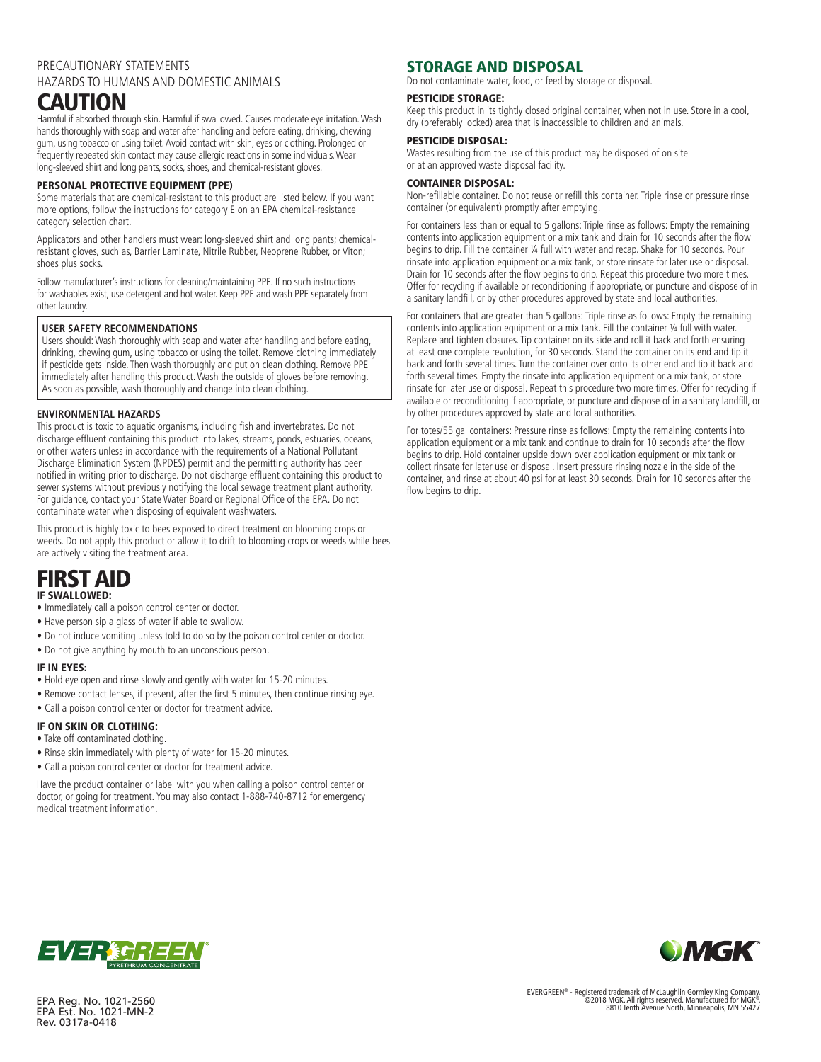PRECAUTIONARY STATEMENTS

HAZARDS TO HUMANS AND DOMESTIC ANIMALS

# CAUTION

Harmful if absorbed through skin. Harmful if swallowed. Causes moderate eye irritation. Wash hands thoroughly with soap and water after handling and before eating, drinking, chewing gum, using tobacco or using toilet. Avoid contact with skin, eyes or clothing. Prolonged or frequently repeated skin contact may cause allergic reactions in some individuals. Wear long-sleeved shirt and long pants, socks, shoes, and chemical-resistant gloves.

### PERSONAL PROTECTIVE EQUIPMENT (PPE)

Some materials that are chemical-resistant to this product are listed below. If you want more options, follow the instructions for category E on an EPA chemical-resistance category selection chart.

Applicators and other handlers must wear: long-sleeved shirt and long pants; chemical-resistant gloves, such as, Barrier Laminate, Nitrile Rubber, Neoprene Rubber, or Viton; shoes plus socks.

Follow manufacturer's instructions for cleaning/maintaining PPE. If no such instructions for washables exist, use detergent and hot water. Keep PPE and wash PPE separately from other laundry.

### USER SAFETY RECOMMENDATIONS

Users should: Wash thoroughly with soap and water after handling and before eating, drinking, chewing gum, using tobacco or using the toilet. Remove clothing immediately if pesticide gets inside. Then wash thoroughly and put on clean clothing. Remove PPE immediately after handling this product. Wash the outside of gloves before removing. As soon as possible, wash thoroughly and change into clean clothing.

### ENVIRONMENTAL HAZARDS

This product is toxic to aquatic organisms, including fish and invertebrates. Do not discharge effluent containing this product into lakes, streams, ponds, estuaries, oceans, or other waters unless in accordance with the requirements of a National Pollutant Discharge Elimination System (NPDES) permit and the permitting authority has been notified in writing prior to discharge. Do not discharge effluent containing this product to sewer systems without previously notifying the local sewage treatment plant authority. For guidance, contact your State Water Board or Regional Office of the EPA. Do not contaminate water when disposing of equivalent washwaters.

This product is highly toxic to bees exposed to direct treatment on blooming crops or weeds. Do not apply this product or allow it to drift to blooming crops or weeds while bees are actively visiting the treatment area.

# FIRST AID

### IF SWALLOWED:

- Immediately call a poison control center or doctor.
- Have person sip a glass of water if able to swallow.
- Do not induce vomiting unless told to do so by the poison control center or doctor.
- Do not give anything by mouth to an unconscious person.

### IF IN EYES:

- Hold eye open and rinse slowly and gently with water for 15-20 minutes.
- Remove contact lenses, if present, after the first 5 minutes, then continue rinsing eye.
- Call a poison control center or doctor for treatment advice.

### IF ON SKIN OR CLOTHING:

- Take off contaminated clothing.
- Rinse skin immediately with plenty of water for 15-20 minutes.
- Call a poison control center or doctor for treatment advice.

Have the product container or label with you when calling a poison control center or doctor, or going for treatment. You may also contact 1-888-740-8712 for emergency medical treatment information.

## STORAGE AND DISPOSAL

Do not contaminate water, food, or feed by storage or disposal.

### PESTICIDE STORAGE:

Keep this product in its tightly closed original container, when not in use. Store in a cool, dry (preferably locked) area that is inaccessible to children and animals.

### PESTICIDE DISPOSAL:

Wastes resulting from the use of this product may be disposed of on site or at an approved waste disposal facility.

### CONTAINER DISPOSAL:

Non-refillable container. Do not reuse or refill this container. Triple rinse or pressure rinse container (or equivalent) promptly after emptying.

For containers less than or equal to 5 gallons: Triple rinse as follows: Empty the remaining contents into application equipment or a mix tank and drain for 10 seconds after the flow begins to drip. Fill the container ¼ full with water and recap. Shake for 10 seconds. Pour rinsate into application equipment or a mix tank, or store rinsate for later use or disposal. Drain for 10 seconds after the flow begins to drip. Repeat this procedure two more times. Offer for recycling if available or reconditioning if appropriate, or puncture and dispose of in a sanitary landfill, or by other procedures approved by state and local authorities.

For containers that are greater than 5 gallons: Triple rinse as follows: Empty the remaining contents into application equipment or a mix tank. Fill the container ¼ full with water. Replace and tighten closures. Tip container on its side and roll it back and forth ensuring at least one complete revolution, for 30 seconds. Stand the container on its end and tip it back and forth several times. Turn the container over onto its other end and tip it back and forth several times. Empty the rinsate into application equipment or a mix tank, or store rinsate for later use or disposal. Repeat this procedure two more times. Offer for recycling if available or reconditioning if appropriate, or puncture and dispose of in a sanitary landfill, or by other procedures approved by state and local authorities.

For totes/55 gal containers: Pressure rinse as follows: Empty the remaining contents into application equipment or a mix tank and continue to drain for 10 seconds after the flow begins to drip. Hold container upside down over application equipment or mix tank or collect rinsate for later use or disposal. Insert pressure rinsing nozzle in the side of the container, and rinse at about 40 psi for at least 30 seconds. Drain for 10 seconds after the flow begins to drip.

EVERGREEN® PYRETHRUM CONCENTRATE

MGK®

EPA Reg. No. 1021-2560
EPA Est. No. 1021-MN-2
Rev. 0317a-0418

EVERGREEN® - Registered trademark of McLaughlin Gormley King Company.
©2018 MGK. All rights reserved. Manufactured for MGK®.
8810 Tenth Avenue North, Minneapolis, MN 55427